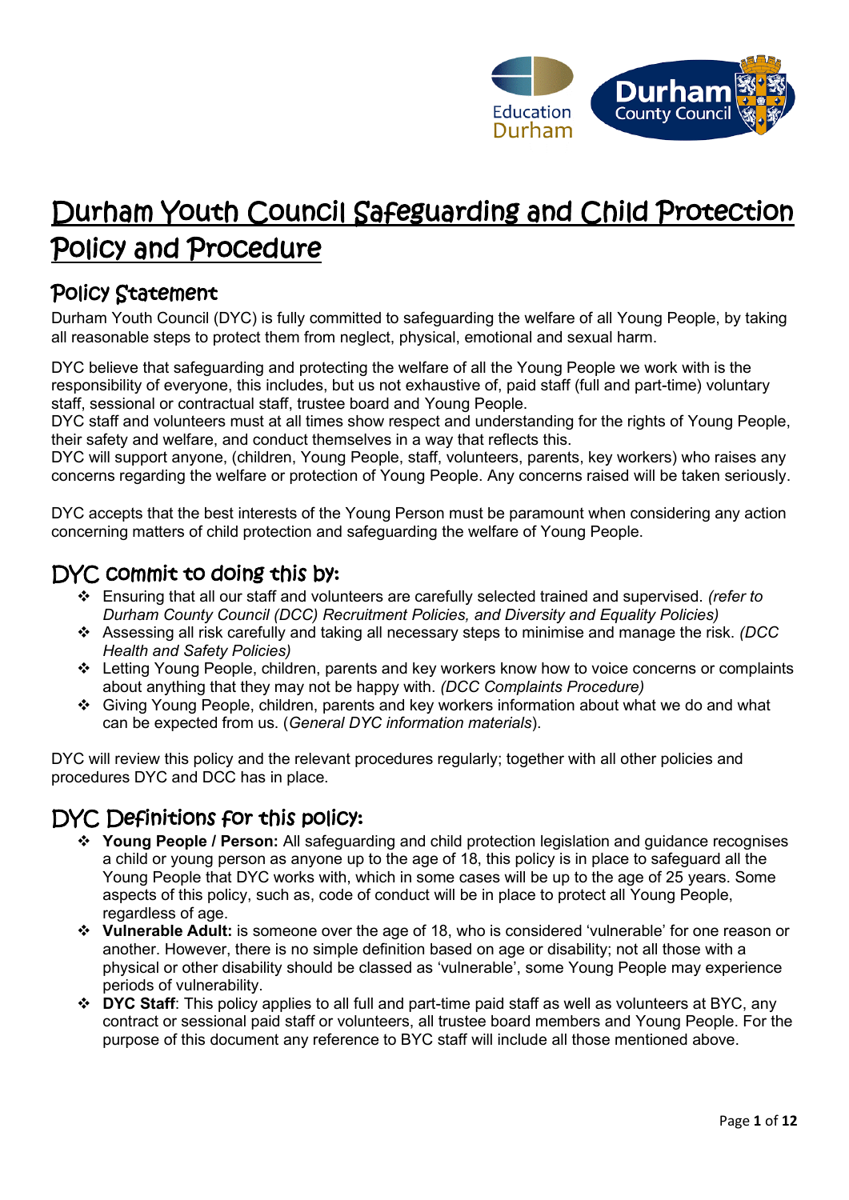# Durham Youth Council Safeguarding and Child Protection Policy and Procedure

## Policy Statement

Durham Youth Council (DYC) is fully committed to safeguarding the welfare of all Young People, by taking all reasonable steps to protect them from neglect, physical, emotional and sexual harm.

DYC believe that safeguarding and protecting the welfare of all the Young People we work with is the responsibility of everyone, this includes, but us not exhaustive of, paid staff (full and part-time) voluntary staff, sessional or contractual staff, trustee board and Young People.
DYC staff and volunteers must at all times show respect and understanding for the rights of Young People, their safety and welfare, and conduct themselves in a way that reflects this.
DYC will support anyone, (children, Young People, staff, volunteers, parents, key workers) who raises any concerns regarding the welfare or protection of Young People. Any concerns raised will be taken seriously.

DYC accepts that the best interests of the Young Person must be paramount when considering any action concerning matters of child protection and safeguarding the welfare of Young People.

## DYC commit to doing this by:

- Ensuring that all our staff and volunteers are carefully selected trained and supervised. *(refer to Durham County Council (DCC) Recruitment Policies, and Diversity and Equality Policies)*
- Assessing all risk carefully and taking all necessary steps to minimise and manage the risk. *(DCC Health and Safety Policies)*
- Letting Young People, children, parents and key workers know how to voice concerns or complaints about anything that they may not be happy with. *(DCC Complaints Procedure)*
- Giving Young People, children, parents and key workers information about what we do and what can be expected from us. (*General DYC information materials*).

DYC will review this policy and the relevant procedures regularly; together with all other policies and procedures DYC and DCC has in place.

## DYC Definitions for this policy:

- **Young People / Person:** All safeguarding and child protection legislation and guidance recognises a child or young person as anyone up to the age of 18, this policy is in place to safeguard all the Young People that DYC works with, which in some cases will be up to the age of 25 years. Some aspects of this policy, such as, code of conduct will be in place to protect all Young People, regardless of age.
- **Vulnerable Adult:** is someone over the age of 18, who is considered 'vulnerable' for one reason or another. However, there is no simple definition based on age or disability; not all those with a physical or other disability should be classed as 'vulnerable', some Young People may experience periods of vulnerability.
- **DYC Staff**: This policy applies to all full and part-time paid staff as well as volunteers at BYC, any contract or sessional paid staff or volunteers, all trustee board members and Young People. For the purpose of this document any reference to BYC staff will include all those mentioned above.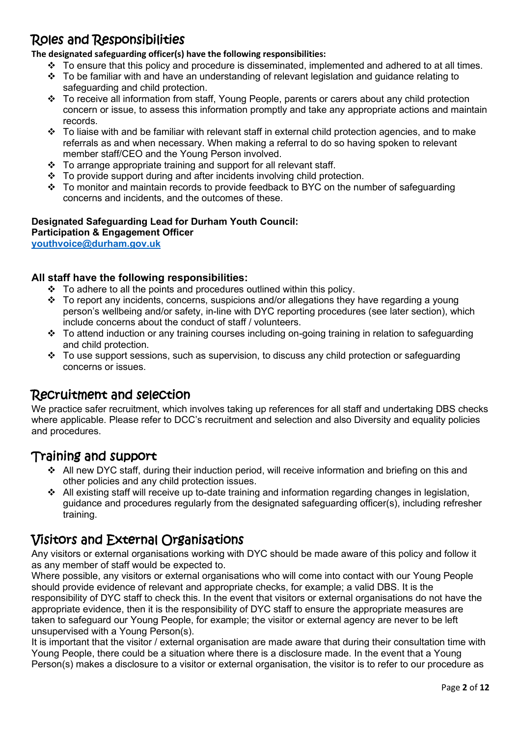## Roles and Responsibilities

**The designated safeguarding officer(s) have the following responsibilities:**

- To ensure that this policy and procedure is disseminated, implemented and adhered to at all times.
- To be familiar with and have an understanding of relevant legislation and guidance relating to safeguarding and child protection.
- To receive all information from staff, Young People, parents or carers about any child protection concern or issue, to assess this information promptly and take any appropriate actions and maintain records.
- To liaise with and be familiar with relevant staff in external child protection agencies, and to make referrals as and when necessary. When making a referral to do so having spoken to relevant member staff/CEO and the Young Person involved.
- To arrange appropriate training and support for all relevant staff.
- To provide support during and after incidents involving child protection.
- To monitor and maintain records to provide feedback to BYC on the number of safeguarding concerns and incidents, and the outcomes of these.

**Designated Safeguarding Lead for Durham Youth Council:**
**Participation & Engagement Officer**
**youthvoice@durham.gov.uk**

**All staff have the following responsibilities:**

- To adhere to all the points and procedures outlined within this policy.
- To report any incidents, concerns, suspicions and/or allegations they have regarding a young person's wellbeing and/or safety, in-line with DYC reporting procedures (see later section), which include concerns about the conduct of staff / volunteers.
- To attend induction or any training courses including on-going training in relation to safeguarding and child protection.
- To use support sessions, such as supervision, to discuss any child protection or safeguarding concerns or issues.

## Recruitment and selection

We practice safer recruitment, which involves taking up references for all staff and undertaking DBS checks where applicable. Please refer to DCC's recruitment and selection and also Diversity and equality policies and procedures.

## Training and support

- All new DYC staff, during their induction period, will receive information and briefing on this and other policies and any child protection issues.
- All existing staff will receive up to-date training and information regarding changes in legislation, guidance and procedures regularly from the designated safeguarding officer(s), including refresher training.

## Visitors and External Organisations

Any visitors or external organisations working with DYC should be made aware of this policy and follow it as any member of staff would be expected to.
Where possible, any visitors or external organisations who will come into contact with our Young People should provide evidence of relevant and appropriate checks, for example; a valid DBS. It is the responsibility of DYC staff to check this. In the event that visitors or external organisations do not have the appropriate evidence, then it is the responsibility of DYC staff to ensure the appropriate measures are taken to safeguard our Young People, for example; the visitor or external agency are never to be left unsupervised with a Young Person(s).
It is important that the visitor / external organisation are made aware that during their consultation time with Young People, there could be a situation where there is a disclosure made. In the event that a Young Person(s) makes a disclosure to a visitor or external organisation, the visitor is to refer to our procedure as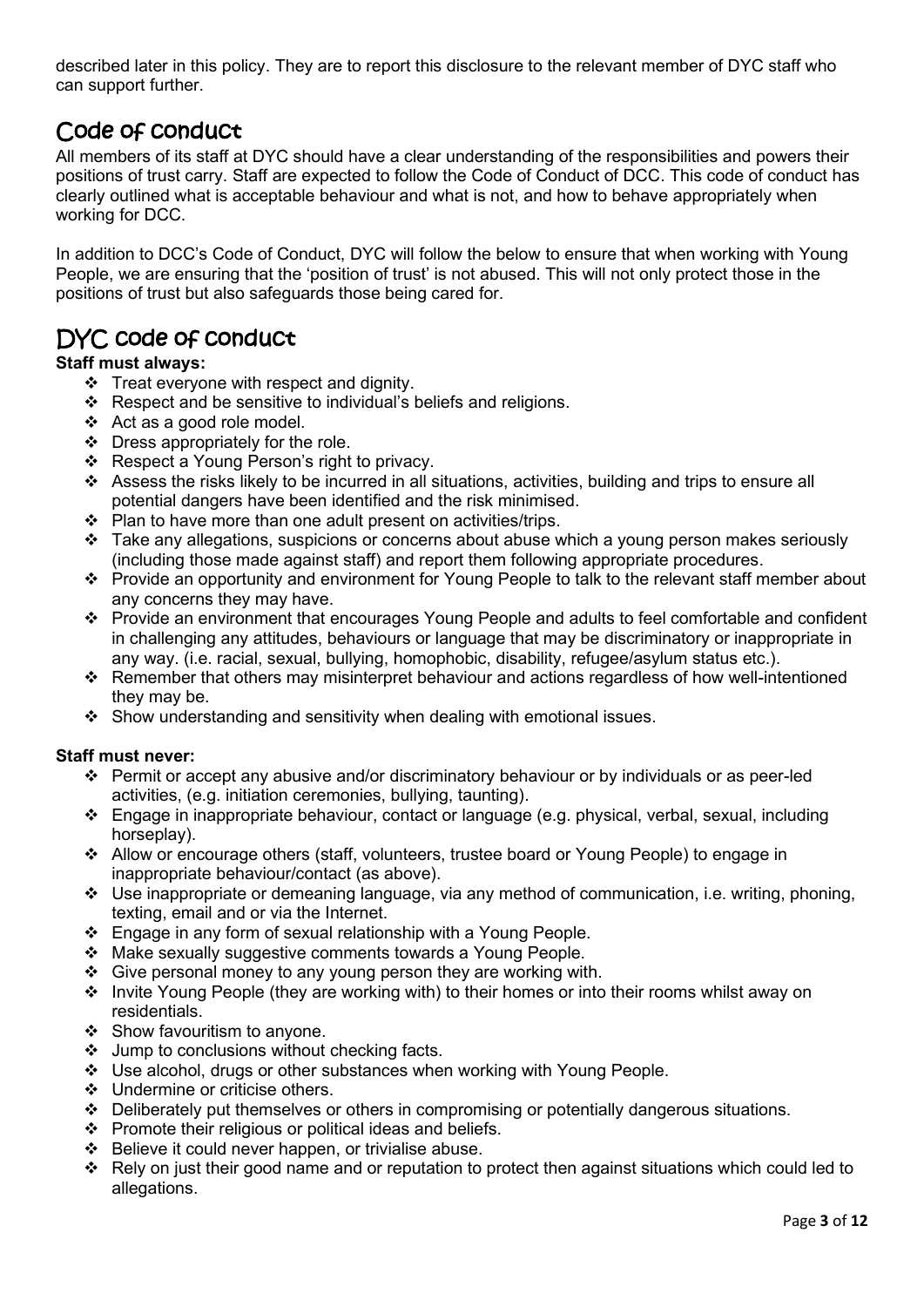described later in this policy. They are to report this disclosure to the relevant member of DYC staff who can support further.

## Code of conduct

All members of its staff at DYC should have a clear understanding of the responsibilities and powers their positions of trust carry. Staff are expected to follow the Code of Conduct of DCC. This code of conduct has clearly outlined what is acceptable behaviour and what is not, and how to behave appropriately when working for DCC.

In addition to DCC's Code of Conduct, DYC will follow the below to ensure that when working with Young People, we are ensuring that the 'position of trust' is not abused. This will not only protect those in the positions of trust but also safeguards those being cared for.

## DYC code of conduct

**Staff must always:**

- Treat everyone with respect and dignity.
- Respect and be sensitive to individual's beliefs and religions.
- Act as a good role model.
- Dress appropriately for the role.
- Respect a Young Person's right to privacy.
- Assess the risks likely to be incurred in all situations, activities, building and trips to ensure all potential dangers have been identified and the risk minimised.
- Plan to have more than one adult present on activities/trips.
- Take any allegations, suspicions or concerns about abuse which a young person makes seriously (including those made against staff) and report them following appropriate procedures.
- Provide an opportunity and environment for Young People to talk to the relevant staff member about any concerns they may have.
- Provide an environment that encourages Young People and adults to feel comfortable and confident in challenging any attitudes, behaviours or language that may be discriminatory or inappropriate in any way. (i.e. racial, sexual, bullying, homophobic, disability, refugee/asylum status etc.).
- Remember that others may misinterpret behaviour and actions regardless of how well-intentioned they may be.
- Show understanding and sensitivity when dealing with emotional issues.

**Staff must never:**

- Permit or accept any abusive and/or discriminatory behaviour or by individuals or as peer-led activities, (e.g. initiation ceremonies, bullying, taunting).
- Engage in inappropriate behaviour, contact or language (e.g. physical, verbal, sexual, including horseplay).
- Allow or encourage others (staff, volunteers, trustee board or Young People) to engage in inappropriate behaviour/contact (as above).
- Use inappropriate or demeaning language, via any method of communication, i.e. writing, phoning, texting, email and or via the Internet.
- Engage in any form of sexual relationship with a Young People.
- Make sexually suggestive comments towards a Young People.
- Give personal money to any young person they are working with.
- Invite Young People (they are working with) to their homes or into their rooms whilst away on residentials.
- Show favouritism to anyone.
- Jump to conclusions without checking facts.
- Use alcohol, drugs or other substances when working with Young People.
- Undermine or criticise others.
- Deliberately put themselves or others in compromising or potentially dangerous situations.
- Promote their religious or political ideas and beliefs.
- Believe it could never happen, or trivialise abuse.
- Rely on just their good name and or reputation to protect then against situations which could led to allegations.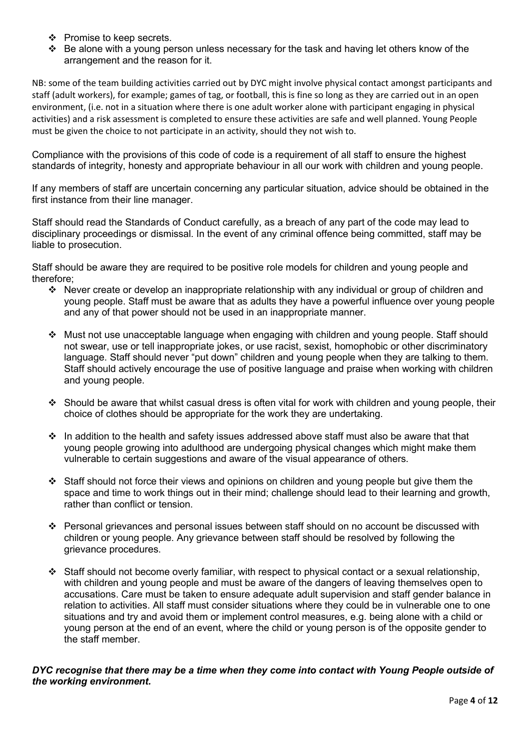- Promise to keep secrets.
- Be alone with a young person unless necessary for the task and having let others know of the arrangement and the reason for it.

NB: some of the team building activities carried out by DYC might involve physical contact amongst participants and staff (adult workers), for example; games of tag, or football, this is fine so long as they are carried out in an open environment, (i.e. not in a situation where there is one adult worker alone with participant engaging in physical activities) and a risk assessment is completed to ensure these activities are safe and well planned. Young People must be given the choice to not participate in an activity, should they not wish to.

Compliance with the provisions of this code of code is a requirement of all staff to ensure the highest standards of integrity, honesty and appropriate behaviour in all our work with children and young people.

If any members of staff are uncertain concerning any particular situation, advice should be obtained in the first instance from their line manager.

Staff should read the Standards of Conduct carefully, as a breach of any part of the code may lead to disciplinary proceedings or dismissal. In the event of any criminal offence being committed, staff may be liable to prosecution.

Staff should be aware they are required to be positive role models for children and young people and therefore;

- Never create or develop an inappropriate relationship with any individual or group of children and young people. Staff must be aware that as adults they have a powerful influence over young people and any of that power should not be used in an inappropriate manner.
- Must not use unacceptable language when engaging with children and young people. Staff should not swear, use or tell inappropriate jokes, or use racist, sexist, homophobic or other discriminatory language. Staff should never "put down" children and young people when they are talking to them. Staff should actively encourage the use of positive language and praise when working with children and young people.
- Should be aware that whilst casual dress is often vital for work with children and young people, their choice of clothes should be appropriate for the work they are undertaking.
- In addition to the health and safety issues addressed above staff must also be aware that that young people growing into adulthood are undergoing physical changes which might make them vulnerable to certain suggestions and aware of the visual appearance of others.
- Staff should not force their views and opinions on children and young people but give them the space and time to work things out in their mind; challenge should lead to their learning and growth, rather than conflict or tension.
- Personal grievances and personal issues between staff should on no account be discussed with children or young people. Any grievance between staff should be resolved by following the grievance procedures.
- Staff should not become overly familiar, with respect to physical contact or a sexual relationship, with children and young people and must be aware of the dangers of leaving themselves open to accusations. Care must be taken to ensure adequate adult supervision and staff gender balance in relation to activities. All staff must consider situations where they could be in vulnerable one to one situations and try and avoid them or implement control measures, e.g. being alone with a child or young person at the end of an event, where the child or young person is of the opposite gender to the staff member.

***DYC recognise that there may be a time when they come into contact with Young People outside of the working environment.***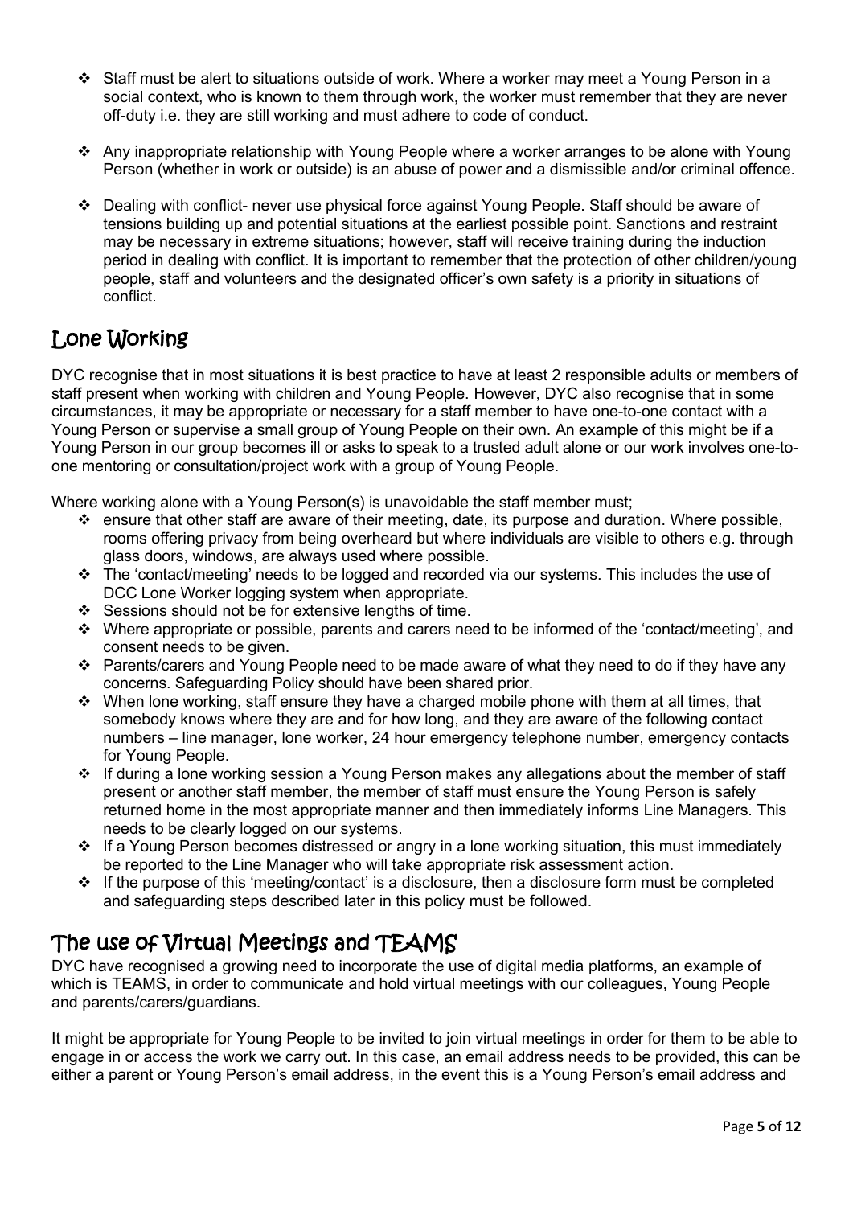- Staff must be alert to situations outside of work. Where a worker may meet a Young Person in a social context, who is known to them through work, the worker must remember that they are never off-duty i.e. they are still working and must adhere to code of conduct.
- Any inappropriate relationship with Young People where a worker arranges to be alone with Young Person (whether in work or outside) is an abuse of power and a dismissible and/or criminal offence.
- Dealing with conflict- never use physical force against Young People. Staff should be aware of tensions building up and potential situations at the earliest possible point. Sanctions and restraint may be necessary in extreme situations; however, staff will receive training during the induction period in dealing with conflict. It is important to remember that the protection of other children/young people, staff and volunteers and the designated officer's own safety is a priority in situations of conflict.

## Lone Working

DYC recognise that in most situations it is best practice to have at least 2 responsible adults or members of staff present when working with children and Young People. However, DYC also recognise that in some circumstances, it may be appropriate or necessary for a staff member to have one-to-one contact with a Young Person or supervise a small group of Young People on their own. An example of this might be if a Young Person in our group becomes ill or asks to speak to a trusted adult alone or our work involves one-to-one mentoring or consultation/project work with a group of Young People.

Where working alone with a Young Person(s) is unavoidable the staff member must;

- ensure that other staff are aware of their meeting, date, its purpose and duration. Where possible, rooms offering privacy from being overheard but where individuals are visible to others e.g. through glass doors, windows, are always used where possible.
- The 'contact/meeting' needs to be logged and recorded via our systems. This includes the use of DCC Lone Worker logging system when appropriate.
- Sessions should not be for extensive lengths of time.
- Where appropriate or possible, parents and carers need to be informed of the 'contact/meeting', and consent needs to be given.
- Parents/carers and Young People need to be made aware of what they need to do if they have any concerns. Safeguarding Policy should have been shared prior.
- When lone working, staff ensure they have a charged mobile phone with them at all times, that somebody knows where they are and for how long, and they are aware of the following contact numbers – line manager, lone worker, 24 hour emergency telephone number, emergency contacts for Young People.
- If during a lone working session a Young Person makes any allegations about the member of staff present or another staff member, the member of staff must ensure the Young Person is safely returned home in the most appropriate manner and then immediately informs Line Managers. This needs to be clearly logged on our systems.
- If a Young Person becomes distressed or angry in a lone working situation, this must immediately be reported to the Line Manager who will take appropriate risk assessment action.
- If the purpose of this 'meeting/contact' is a disclosure, then a disclosure form must be completed and safeguarding steps described later in this policy must be followed.

## The use of Virtual Meetings and TEAMS

DYC have recognised a growing need to incorporate the use of digital media platforms, an example of which is TEAMS, in order to communicate and hold virtual meetings with our colleagues, Young People and parents/carers/guardians.

It might be appropriate for Young People to be invited to join virtual meetings in order for them to be able to engage in or access the work we carry out. In this case, an email address needs to be provided, this can be either a parent or Young Person's email address, in the event this is a Young Person's email address and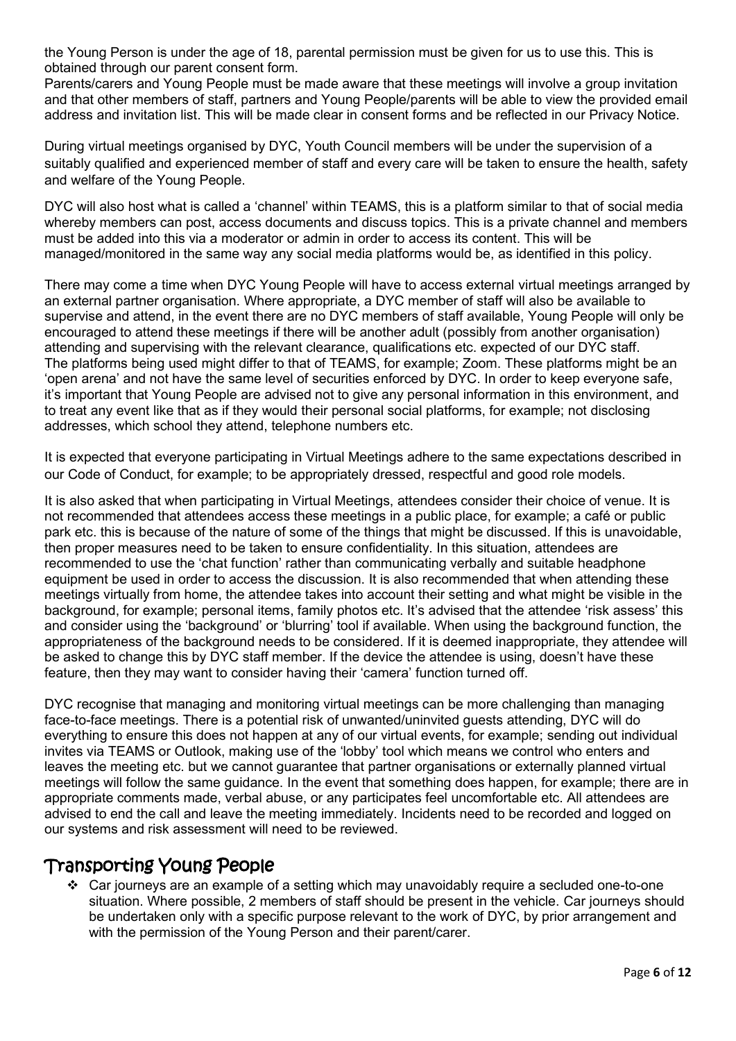the Young Person is under the age of 18, parental permission must be given for us to use this. This is obtained through our parent consent form.
Parents/carers and Young People must be made aware that these meetings will involve a group invitation and that other members of staff, partners and Young People/parents will be able to view the provided email address and invitation list. This will be made clear in consent forms and be reflected in our Privacy Notice.

During virtual meetings organised by DYC, Youth Council members will be under the supervision of a suitably qualified and experienced member of staff and every care will be taken to ensure the health, safety and welfare of the Young People.

DYC will also host what is called a 'channel' within TEAMS, this is a platform similar to that of social media whereby members can post, access documents and discuss topics. This is a private channel and members must be added into this via a moderator or admin in order to access its content. This will be managed/monitored in the same way any social media platforms would be, as identified in this policy.

There may come a time when DYC Young People will have to access external virtual meetings arranged by an external partner organisation. Where appropriate, a DYC member of staff will also be available to supervise and attend, in the event there are no DYC members of staff available, Young People will only be encouraged to attend these meetings if there will be another adult (possibly from another organisation) attending and supervising with the relevant clearance, qualifications etc. expected of our DYC staff.
The platforms being used might differ to that of TEAMS, for example; Zoom. These platforms might be an 'open arena' and not have the same level of securities enforced by DYC. In order to keep everyone safe, it's important that Young People are advised not to give any personal information in this environment, and to treat any event like that as if they would their personal social platforms, for example; not disclosing addresses, which school they attend, telephone numbers etc.

It is expected that everyone participating in Virtual Meetings adhere to the same expectations described in our Code of Conduct, for example; to be appropriately dressed, respectful and good role models.

It is also asked that when participating in Virtual Meetings, attendees consider their choice of venue. It is not recommended that attendees access these meetings in a public place, for example; a café or public park etc. this is because of the nature of some of the things that might be discussed. If this is unavoidable, then proper measures need to be taken to ensure confidentiality. In this situation, attendees are recommended to use the 'chat function' rather than communicating verbally and suitable headphone equipment be used in order to access the discussion. It is also recommended that when attending these meetings virtually from home, the attendee takes into account their setting and what might be visible in the background, for example; personal items, family photos etc. It's advised that the attendee 'risk assess' this and consider using the 'background' or 'blurring' tool if available. When using the background function, the appropriateness of the background needs to be considered. If it is deemed inappropriate, they attendee will be asked to change this by DYC staff member. If the device the attendee is using, doesn't have these feature, then they may want to consider having their 'camera' function turned off.

DYC recognise that managing and monitoring virtual meetings can be more challenging than managing face-to-face meetings. There is a potential risk of unwanted/uninvited guests attending, DYC will do everything to ensure this does not happen at any of our virtual events, for example; sending out individual invites via TEAMS or Outlook, making use of the 'lobby' tool which means we control who enters and leaves the meeting etc. but we cannot guarantee that partner organisations or externally planned virtual meetings will follow the same guidance. In the event that something does happen, for example; there are in appropriate comments made, verbal abuse, or any participates feel uncomfortable etc. All attendees are advised to end the call and leave the meeting immediately. Incidents need to be recorded and logged on our systems and risk assessment will need to be reviewed.

## Transporting Young People

- Car journeys are an example of a setting which may unavoidably require a secluded one-to-one situation. Where possible, 2 members of staff should be present in the vehicle. Car journeys should be undertaken only with a specific purpose relevant to the work of DYC, by prior arrangement and with the permission of the Young Person and their parent/carer.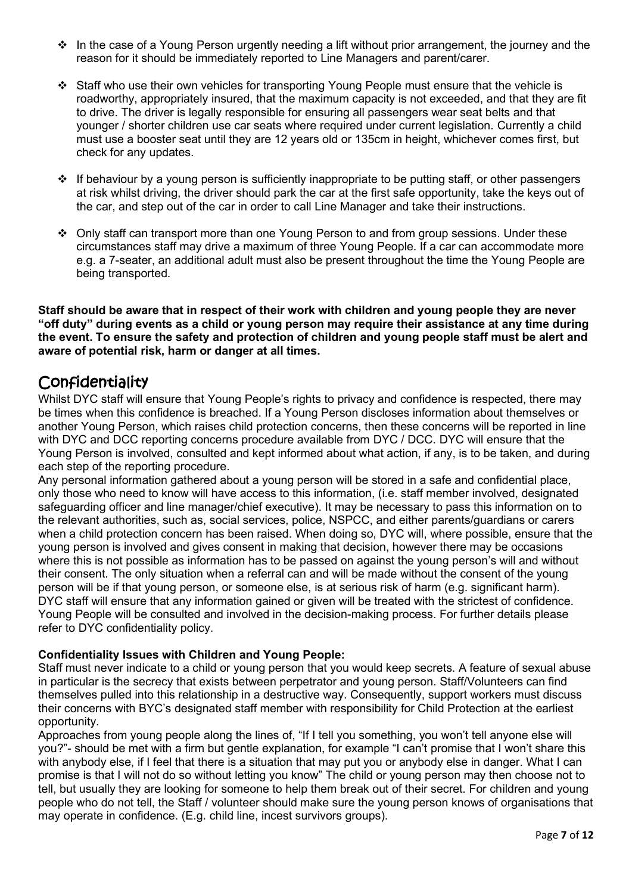- In the case of a Young Person urgently needing a lift without prior arrangement, the journey and the reason for it should be immediately reported to Line Managers and parent/carer.

- Staff who use their own vehicles for transporting Young People must ensure that the vehicle is roadworthy, appropriately insured, that the maximum capacity is not exceeded, and that they are fit to drive. The driver is legally responsible for ensuring all passengers wear seat belts and that younger / shorter children use car seats where required under current legislation. Currently a child must use a booster seat until they are 12 years old or 135cm in height, whichever comes first, but check for any updates.

- If behaviour by a young person is sufficiently inappropriate to be putting staff, or other passengers at risk whilst driving, the driver should park the car at the first safe opportunity, take the keys out of the car, and step out of the car in order to call Line Manager and take their instructions.

- Only staff can transport more than one Young Person to and from group sessions. Under these circumstances staff may drive a maximum of three Young People. If a car can accommodate more e.g. a 7-seater, an additional adult must also be present throughout the time the Young People are being transported.

**Staff should be aware that in respect of their work with children and young people they are never "off duty" during events as a child or young person may require their assistance at any time during the event. To ensure the safety and protection of children and young people staff must be alert and aware of potential risk, harm or danger at all times.**

## Confidentiality

Whilst DYC staff will ensure that Young People's rights to privacy and confidence is respected, there may be times when this confidence is breached. If a Young Person discloses information about themselves or another Young Person, which raises child protection concerns, then these concerns will be reported in line with DYC and DCC reporting concerns procedure available from DYC / DCC. DYC will ensure that the Young Person is involved, consulted and kept informed about what action, if any, is to be taken, and during each step of the reporting procedure.

Any personal information gathered about a young person will be stored in a safe and confidential place, only those who need to know will have access to this information, (i.e. staff member involved, designated safeguarding officer and line manager/chief executive). It may be necessary to pass this information on to the relevant authorities, such as, social services, police, NSPCC, and either parents/guardians or carers when a child protection concern has been raised. When doing so, DYC will, where possible, ensure that the young person is involved and gives consent in making that decision, however there may be occasions where this is not possible as information has to be passed on against the young person's will and without their consent. The only situation when a referral can and will be made without the consent of the young person will be if that young person, or someone else, is at serious risk of harm (e.g. significant harm). DYC staff will ensure that any information gained or given will be treated with the strictest of confidence. Young People will be consulted and involved in the decision-making process. For further details please refer to DYC confidentiality policy.

**Confidentiality Issues with Children and Young People:**

Staff must never indicate to a child or young person that you would keep secrets. A feature of sexual abuse in particular is the secrecy that exists between perpetrator and young person. Staff/Volunteers can find themselves pulled into this relationship in a destructive way. Consequently, support workers must discuss their concerns with BYC's designated staff member with responsibility for Child Protection at the earliest opportunity.

Approaches from young people along the lines of, "If I tell you something, you won't tell anyone else will you?"- should be met with a firm but gentle explanation, for example "I can't promise that I won't share this with anybody else, if I feel that there is a situation that may put you or anybody else in danger. What I can promise is that I will not do so without letting you know" The child or young person may then choose not to tell, but usually they are looking for someone to help them break out of their secret. For children and young people who do not tell, the Staff / volunteer should make sure the young person knows of organisations that may operate in confidence. (E.g. child line, incest survivors groups).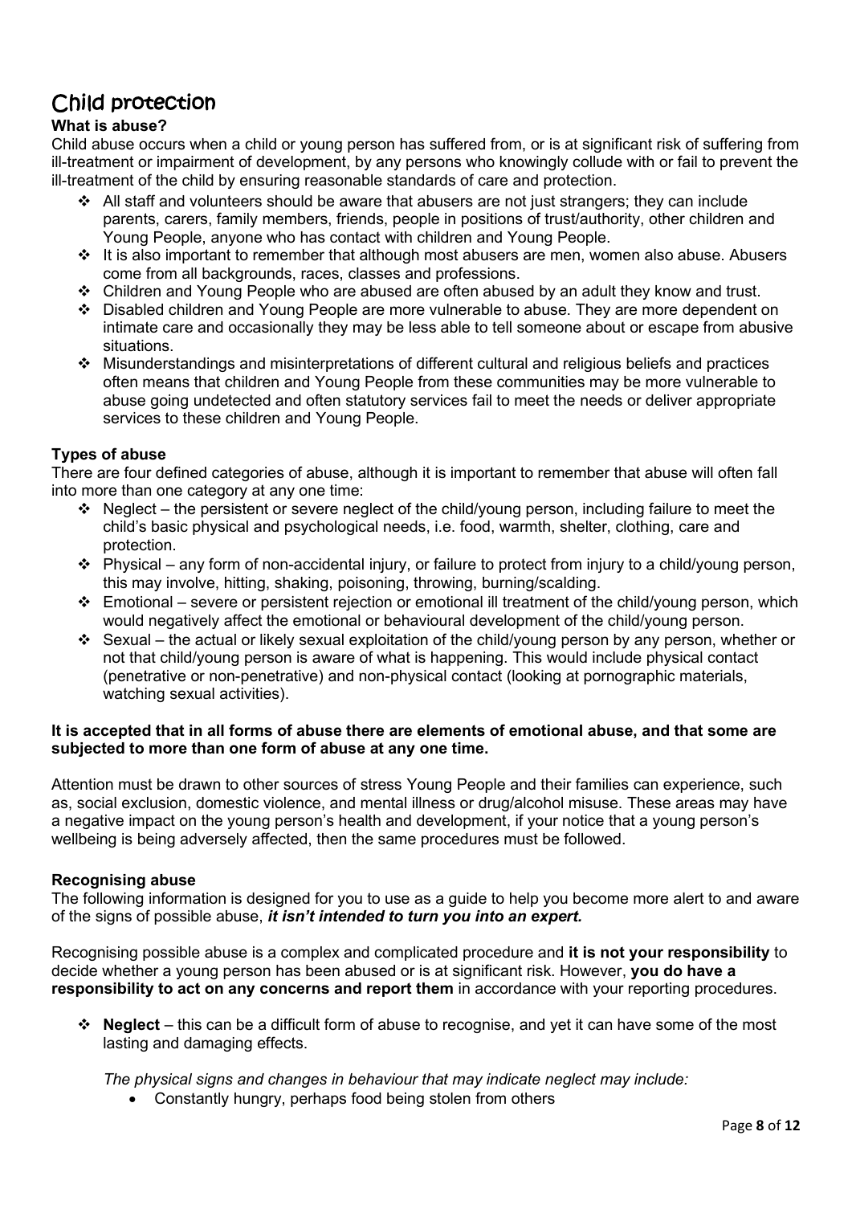# Child protection

**What is abuse?**

Child abuse occurs when a child or young person has suffered from, or is at significant risk of suffering from ill-treatment or impairment of development, by any persons who knowingly collude with or fail to prevent the ill-treatment of the child by ensuring reasonable standards of care and protection.

- All staff and volunteers should be aware that abusers are not just strangers; they can include parents, carers, family members, friends, people in positions of trust/authority, other children and Young People, anyone who has contact with children and Young People.
- It is also important to remember that although most abusers are men, women also abuse. Abusers come from all backgrounds, races, classes and professions.
- Children and Young People who are abused are often abused by an adult they know and trust.
- Disabled children and Young People are more vulnerable to abuse. They are more dependent on intimate care and occasionally they may be less able to tell someone about or escape from abusive situations.
- Misunderstandings and misinterpretations of different cultural and religious beliefs and practices often means that children and Young People from these communities may be more vulnerable to abuse going undetected and often statutory services fail to meet the needs or deliver appropriate services to these children and Young People.

**Types of abuse**

There are four defined categories of abuse, although it is important to remember that abuse will often fall into more than one category at any one time:

- Neglect – the persistent or severe neglect of the child/young person, including failure to meet the child's basic physical and psychological needs, i.e. food, warmth, shelter, clothing, care and protection.
- Physical – any form of non-accidental injury, or failure to protect from injury to a child/young person, this may involve, hitting, shaking, poisoning, throwing, burning/scalding.
- Emotional – severe or persistent rejection or emotional ill treatment of the child/young person, which would negatively affect the emotional or behavioural development of the child/young person.
- Sexual – the actual or likely sexual exploitation of the child/young person by any person, whether or not that child/young person is aware of what is happening. This would include physical contact (penetrative or non-penetrative) and non-physical contact (looking at pornographic materials, watching sexual activities).

**It is accepted that in all forms of abuse there are elements of emotional abuse, and that some are subjected to more than one form of abuse at any one time.**

Attention must be drawn to other sources of stress Young People and their families can experience, such as, social exclusion, domestic violence, and mental illness or drug/alcohol misuse. These areas may have a negative impact on the young person's health and development, if your notice that a young person's wellbeing is being adversely affected, then the same procedures must be followed.

**Recognising abuse**

The following information is designed for you to use as a guide to help you become more alert to and aware of the signs of possible abuse, ***it isn't intended to turn you into an expert.***

Recognising possible abuse is a complex and complicated procedure and **it is not your responsibility** to decide whether a young person has been abused or is at significant risk. However, **you do have a responsibility to act on any concerns and report them** in accordance with your reporting procedures.

- **Neglect** – this can be a difficult form of abuse to recognise, and yet it can have some of the most lasting and damaging effects.

  *The physical signs and changes in behaviour that may indicate neglect may include:*
  - Constantly hungry, perhaps food being stolen from others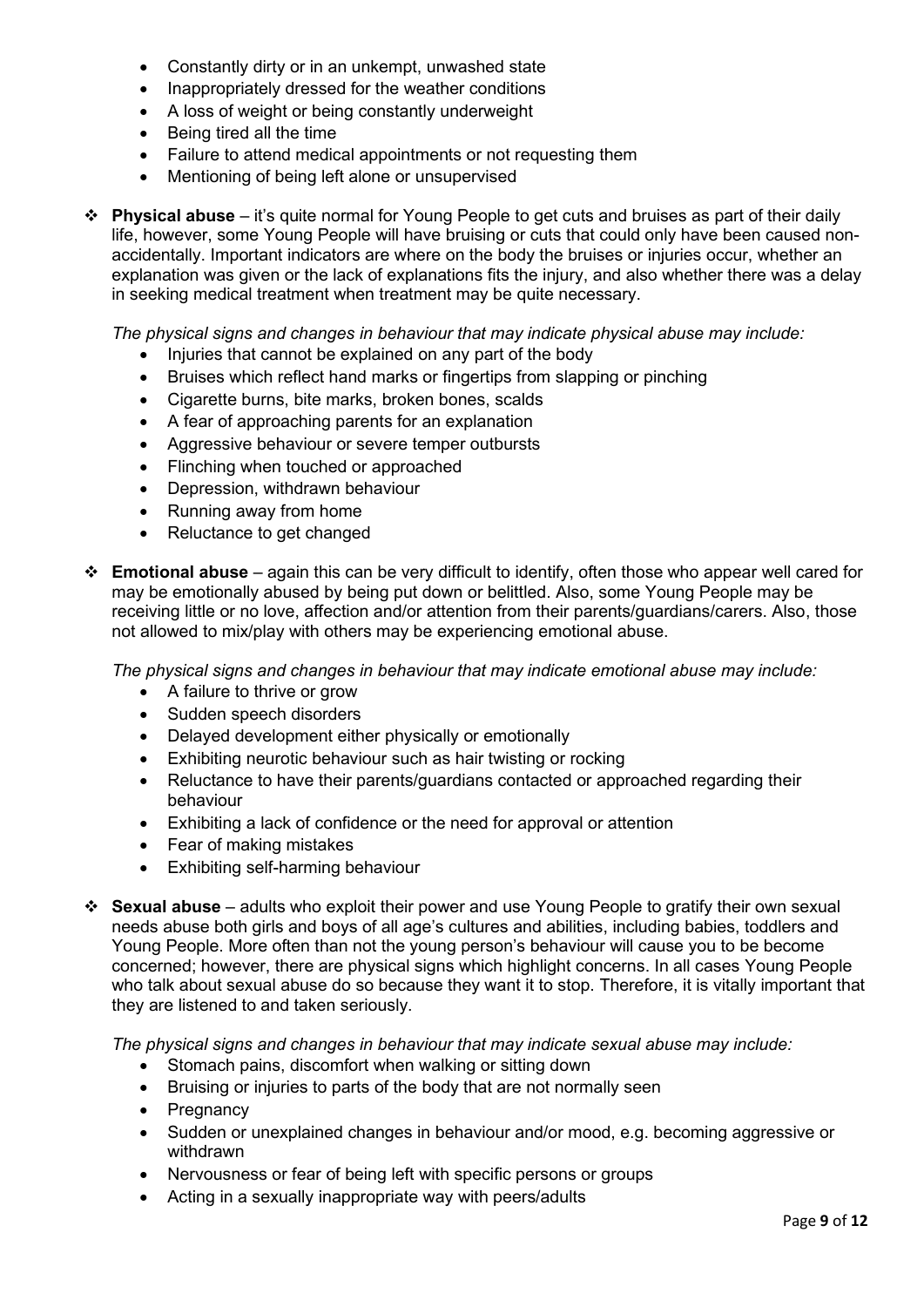- Constantly dirty or in an unkempt, unwashed state
- Inappropriately dressed for the weather conditions
- A loss of weight or being constantly underweight
- Being tired all the time
- Failure to attend medical appointments or not requesting them
- Mentioning of being left alone or unsupervised

❖ **Physical abuse** – it's quite normal for Young People to get cuts and bruises as part of their daily life, however, some Young People will have bruising or cuts that could only have been caused non-accidentally. Important indicators are where on the body the bruises or injuries occur, whether an explanation was given or the lack of explanations fits the injury, and also whether there was a delay in seeking medical treatment when treatment may be quite necessary.

*The physical signs and changes in behaviour that may indicate physical abuse may include:*

- Injuries that cannot be explained on any part of the body
- Bruises which reflect hand marks or fingertips from slapping or pinching
- Cigarette burns, bite marks, broken bones, scalds
- A fear of approaching parents for an explanation
- Aggressive behaviour or severe temper outbursts
- Flinching when touched or approached
- Depression, withdrawn behaviour
- Running away from home
- Reluctance to get changed

❖ **Emotional abuse** – again this can be very difficult to identify, often those who appear well cared for may be emotionally abused by being put down or belittled. Also, some Young People may be receiving little or no love, affection and/or attention from their parents/guardians/carers. Also, those not allowed to mix/play with others may be experiencing emotional abuse.

*The physical signs and changes in behaviour that may indicate emotional abuse may include:*

- A failure to thrive or grow
- Sudden speech disorders
- Delayed development either physically or emotionally
- Exhibiting neurotic behaviour such as hair twisting or rocking
- Reluctance to have their parents/guardians contacted or approached regarding their behaviour
- Exhibiting a lack of confidence or the need for approval or attention
- Fear of making mistakes
- Exhibiting self-harming behaviour

❖ **Sexual abuse** – adults who exploit their power and use Young People to gratify their own sexual needs abuse both girls and boys of all age's cultures and abilities, including babies, toddlers and Young People. More often than not the young person's behaviour will cause you to be become concerned; however, there are physical signs which highlight concerns. In all cases Young People who talk about sexual abuse do so because they want it to stop. Therefore, it is vitally important that they are listened to and taken seriously.

*The physical signs and changes in behaviour that may indicate sexual abuse may include:*

- Stomach pains, discomfort when walking or sitting down
- Bruising or injuries to parts of the body that are not normally seen
- Pregnancy
- Sudden or unexplained changes in behaviour and/or mood, e.g. becoming aggressive or withdrawn
- Nervousness or fear of being left with specific persons or groups
- Acting in a sexually inappropriate way with peers/adults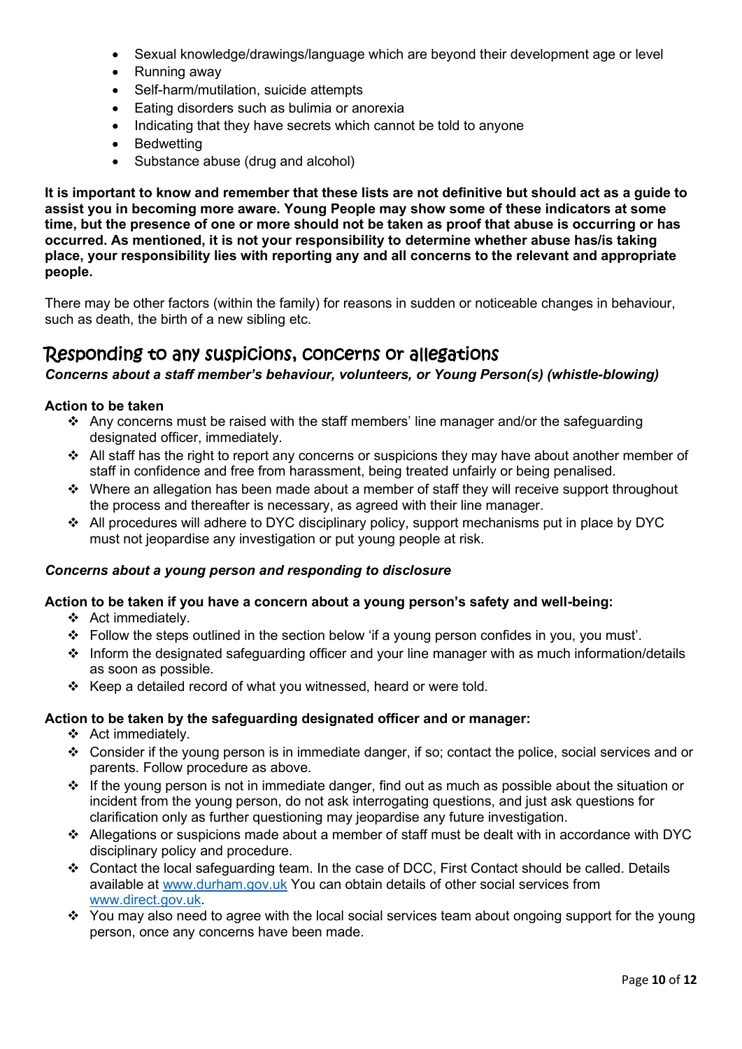- Sexual knowledge/drawings/language which are beyond their development age or level
- Running away
- Self-harm/mutilation, suicide attempts
- Eating disorders such as bulimia or anorexia
- Indicating that they have secrets which cannot be told to anyone
- Bedwetting
- Substance abuse (drug and alcohol)

**It is important to know and remember that these lists are not definitive but should act as a guide to assist you in becoming more aware. Young People may show some of these indicators at some time, but the presence of one or more should not be taken as proof that abuse is occurring or has occurred. As mentioned, it is not your responsibility to determine whether abuse has/is taking place, your responsibility lies with reporting any and all concerns to the relevant and appropriate people.**

There may be other factors (within the family) for reasons in sudden or noticeable changes in behaviour, such as death, the birth of a new sibling etc.

## Responding to any suspicions, concerns or allegations

***Concerns about a staff member's behaviour, volunteers, or Young Person(s) (whistle-blowing)***

**Action to be taken**

- Any concerns must be raised with the staff members' line manager and/or the safeguarding designated officer, immediately.
- All staff has the right to report any concerns or suspicions they may have about another member of staff in confidence and free from harassment, being treated unfairly or being penalised.
- Where an allegation has been made about a member of staff they will receive support throughout the process and thereafter is necessary, as agreed with their line manager.
- All procedures will adhere to DYC disciplinary policy, support mechanisms put in place by DYC must not jeopardise any investigation or put young people at risk.

***Concerns about a young person and responding to disclosure***

**Action to be taken if you have a concern about a young person's safety and well-being:**

- Act immediately.
- Follow the steps outlined in the section below 'if a young person confides in you, you must'.
- Inform the designated safeguarding officer and your line manager with as much information/details as soon as possible.
- Keep a detailed record of what you witnessed, heard or were told.

**Action to be taken by the safeguarding designated officer and or manager:**

- Act immediately.
- Consider if the young person is in immediate danger, if so; contact the police, social services and or parents. Follow procedure as above.
- If the young person is not in immediate danger, find out as much as possible about the situation or incident from the young person, do not ask interrogating questions, and just ask questions for clarification only as further questioning may jeopardise any future investigation.
- Allegations or suspicions made about a member of staff must be dealt with in accordance with DYC disciplinary policy and procedure.
- Contact the local safeguarding team. In the case of DCC, First Contact should be called. Details available at www.durham.gov.uk You can obtain details of other social services from www.direct.gov.uk.
- You may also need to agree with the local social services team about ongoing support for the young person, once any concerns have been made.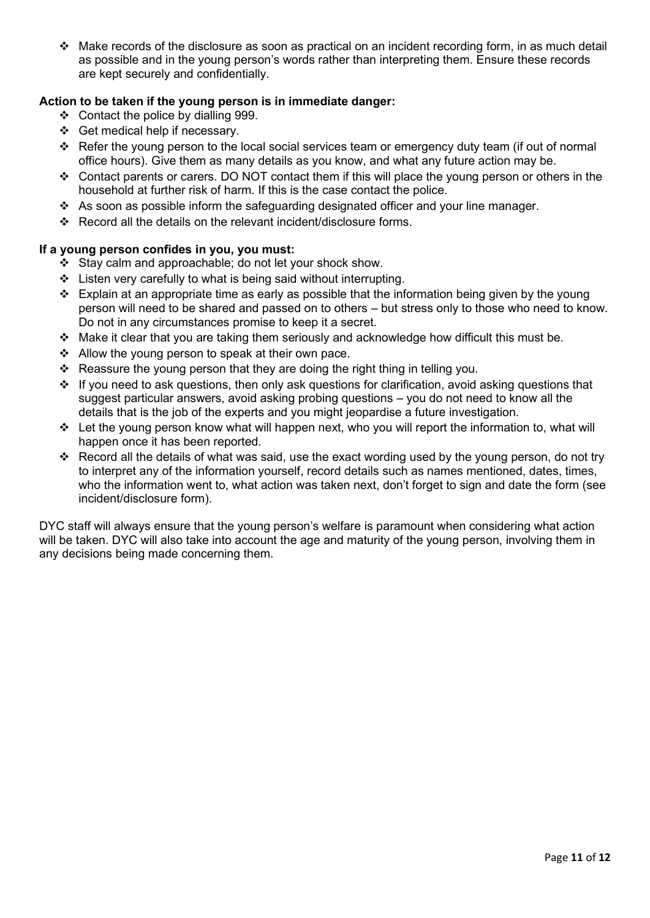- Make records of the disclosure as soon as practical on an incident recording form, in as much detail as possible and in the young person's words rather than interpreting them. Ensure these records are kept securely and confidentially.

**Action to be taken if the young person is in immediate danger:**

- Contact the police by dialling 999.
- Get medical help if necessary.
- Refer the young person to the local social services team or emergency duty team (if out of normal office hours). Give them as many details as you know, and what any future action may be.
- Contact parents or carers. DO NOT contact them if this will place the young person or others in the household at further risk of harm. If this is the case contact the police.
- As soon as possible inform the safeguarding designated officer and your line manager.
- Record all the details on the relevant incident/disclosure forms.

**If a young person confides in you, you must:**

- Stay calm and approachable; do not let your shock show.
- Listen very carefully to what is being said without interrupting.
- Explain at an appropriate time as early as possible that the information being given by the young person will need to be shared and passed on to others – but stress only to those who need to know. Do not in any circumstances promise to keep it a secret.
- Make it clear that you are taking them seriously and acknowledge how difficult this must be.
- Allow the young person to speak at their own pace.
- Reassure the young person that they are doing the right thing in telling you.
- If you need to ask questions, then only ask questions for clarification, avoid asking questions that suggest particular answers, avoid asking probing questions – you do not need to know all the details that is the job of the experts and you might jeopardise a future investigation.
- Let the young person know what will happen next, who you will report the information to, what will happen once it has been reported.
- Record all the details of what was said, use the exact wording used by the young person, do not try to interpret any of the information yourself, record details such as names mentioned, dates, times, who the information went to, what action was taken next, don't forget to sign and date the form (see incident/disclosure form).

DYC staff will always ensure that the young person's welfare is paramount when considering what action will be taken. DYC will also take into account the age and maturity of the young person, involving them in any decisions being made concerning them.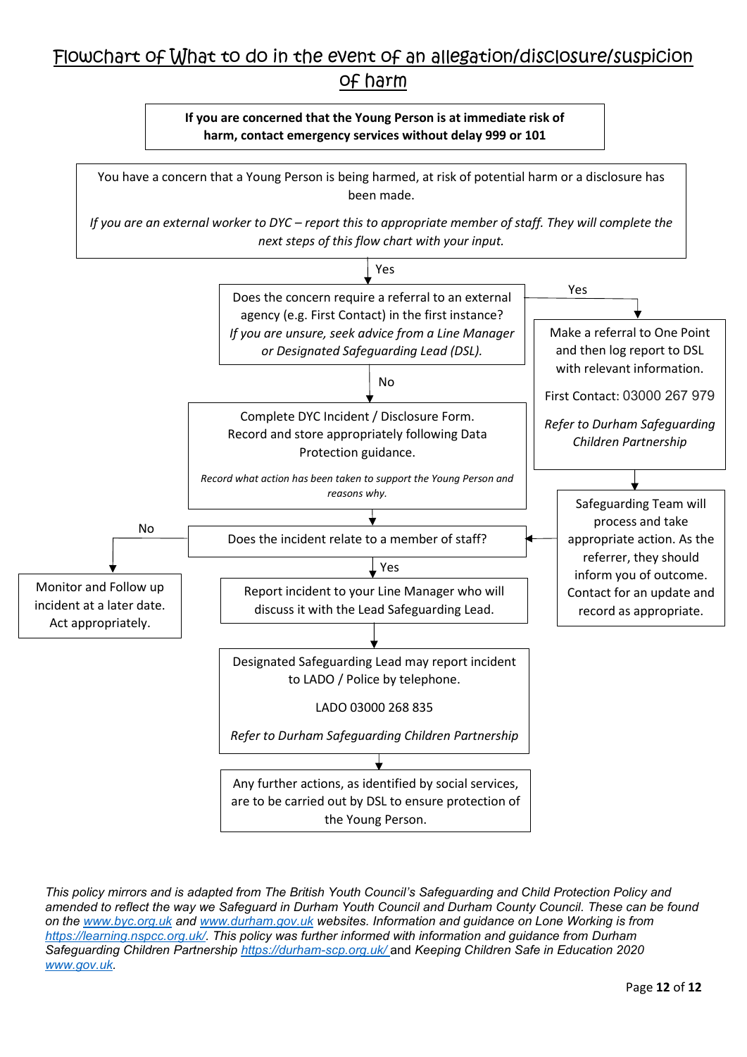# Flowchart of What to do in the event of an allegation/disclosure/suspicion of harm

**If you are concerned that the Young Person is at immediate risk of harm, contact emergency services without delay 999 or 101**

You have a concern that a Young Person is being harmed, at risk of potential harm or a disclosure has been made.

*If you are an external worker to DYC – report this to appropriate member of staff. They will complete the next steps of this flow chart with your input.*

Yes

Does the concern require a referral to an external agency (e.g. First Contact) in the first instance?
*If you are unsure, seek advice from a Line Manager or Designated Safeguarding Lead (DSL).*

Yes

Make a referral to One Point and then log report to DSL with relevant information.

First Contact: 03000 267 979

*Refer to Durham Safeguarding Children Partnership*

Safeguarding Team will process and take appropriate action. As the referrer, they should inform you of outcome. Contact for an update and record as appropriate.

No

Complete DYC Incident / Disclosure Form.
Record and store appropriately following Data Protection guidance.

*Record what action has been taken to support the Young Person and reasons why.*

Does the incident relate to a member of staff?

No

Monitor and Follow up incident at a later date. Act appropriately.

Yes

Report incident to your Line Manager who will discuss it with the Lead Safeguarding Lead.

Designated Safeguarding Lead may report incident to LADO / Police by telephone.

LADO 03000 268 835

*Refer to Durham Safeguarding Children Partnership*

Any further actions, as identified by social services, are to be carried out by DSL to ensure protection of the Young Person.

*This policy mirrors and is adapted from The British Youth Council's Safeguarding and Child Protection Policy and amended to reflect the way we Safeguard in Durham Youth Council and Durham County Council. These can be found on the www.byc.org.uk and www.durham.gov.uk websites. Information and guidance on Lone Working is from https://learning.nspcc.org.uk/. This policy was further informed with information and guidance from Durham Safeguarding Children Partnership https://durham-scp.org.uk/* and *Keeping Children Safe in Education 2020 www.gov.uk.*